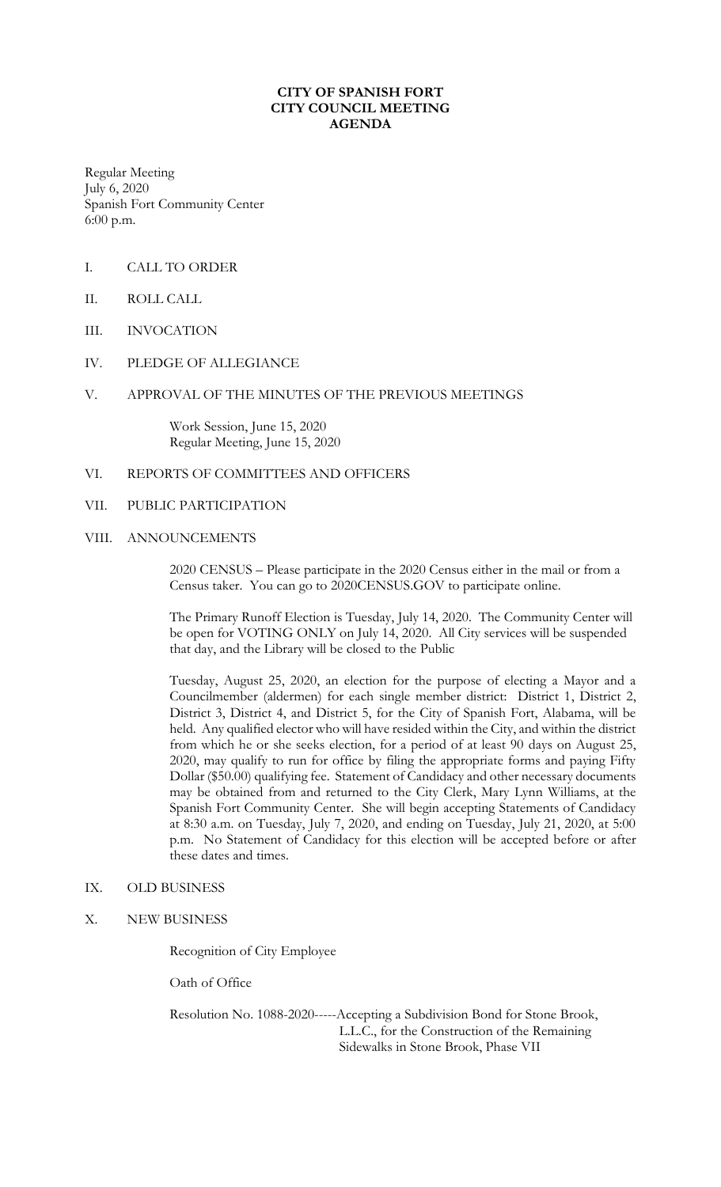**CITY OF SPANISH FORT**
**CITY COUNCIL MEETING**
**AGENDA**

Regular Meeting
July 6, 2020
Spanish Fort Community Center
6:00 p.m.

I. CALL TO ORDER

II. ROLL CALL

III. INVOCATION

IV. PLEDGE OF ALLEGIANCE

V. APPROVAL OF THE MINUTES OF THE PREVIOUS MEETINGS

Work Session, June 15, 2020
Regular Meeting, June 15, 2020

VI. REPORTS OF COMMITTEES AND OFFICERS

VII. PUBLIC PARTICIPATION

VIII. ANNOUNCEMENTS

2020 CENSUS – Please participate in the 2020 Census either in the mail or from a Census taker. You can go to 2020CENSUS.GOV to participate online.

The Primary Runoff Election is Tuesday, July 14, 2020. The Community Center will be open for VOTING ONLY on July 14, 2020. All City services will be suspended that day, and the Library will be closed to the Public

Tuesday, August 25, 2020, an election for the purpose of electing a Mayor and a Councilmember (aldermen) for each single member district: District 1, District 2, District 3, District 4, and District 5, for the City of Spanish Fort, Alabama, will be held. Any qualified elector who will have resided within the City, and within the district from which he or she seeks election, for a period of at least 90 days on August 25, 2020, may qualify to run for office by filing the appropriate forms and paying Fifty Dollar ($50.00) qualifying fee. Statement of Candidacy and other necessary documents may be obtained from and returned to the City Clerk, Mary Lynn Williams, at the Spanish Fort Community Center. She will begin accepting Statements of Candidacy at 8:30 a.m. on Tuesday, July 7, 2020, and ending on Tuesday, July 21, 2020, at 5:00 p.m. No Statement of Candidacy for this election will be accepted before or after these dates and times.

IX. OLD BUSINESS

X. NEW BUSINESS

Recognition of City Employee

Oath of Office

Resolution No. 1088-2020-----Accepting a Subdivision Bond for Stone Brook, L.L.C., for the Construction of the Remaining Sidewalks in Stone Brook, Phase VII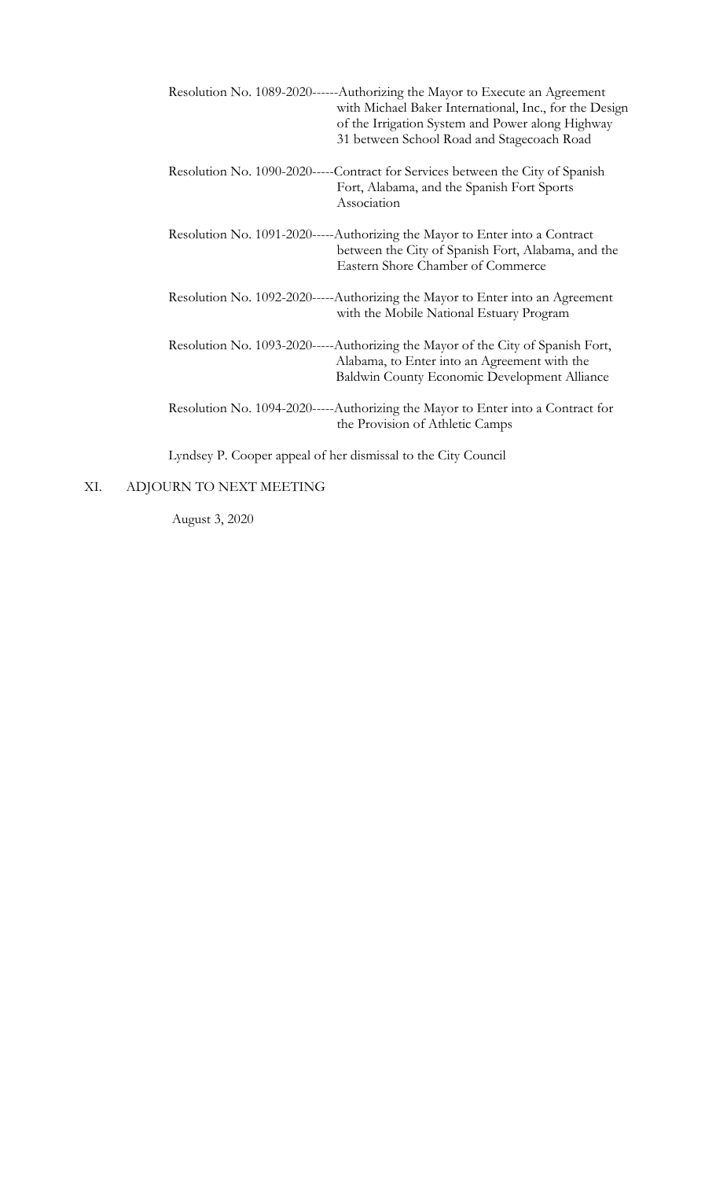Resolution No. 1089-2020------Authorizing the Mayor to Execute an Agreement with Michael Baker International, Inc., for the Design of the Irrigation System and Power along Highway 31 between School Road and Stagecoach Road

Resolution No. 1090-2020-----Contract for Services between the City of Spanish Fort, Alabama, and the Spanish Fort Sports Association

Resolution No. 1091-2020-----Authorizing the Mayor to Enter into a Contract between the City of Spanish Fort, Alabama, and the Eastern Shore Chamber of Commerce

Resolution No. 1092-2020-----Authorizing the Mayor to Enter into an Agreement with the Mobile National Estuary Program

Resolution No. 1093-2020-----Authorizing the Mayor of the City of Spanish Fort, Alabama, to Enter into an Agreement with the Baldwin County Economic Development Alliance

Resolution No. 1094-2020-----Authorizing the Mayor to Enter into a Contract for the Provision of Athletic Camps

Lyndsey P. Cooper appeal of her dismissal to the City Council

XI. ADJOURN TO NEXT MEETING

August 3, 2020